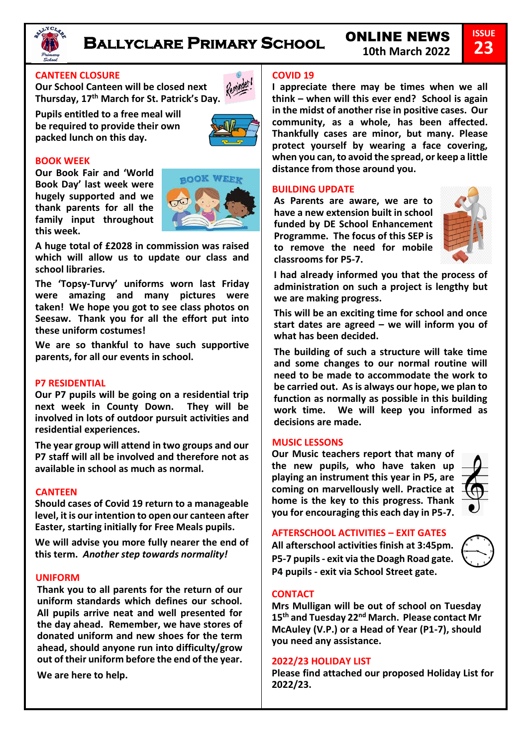# Ballyclare Primary School

## ONLINE NEWS
10th March 2022

**ISSUE 23**

### CANTEEN CLOSURE

**Our School Canteen will be closed next Thursday, 17th March for St. Patrick's Day.**

**Pupils entitled to a free meal will be required to provide their own packed lunch on this day.**

### BOOK WEEK

**Our Book Fair and 'World Book Day' last week were hugely supported and we thank parents for all the family input throughout this week.**

**A huge total of £2028 in commission was raised which will allow us to update our class and school libraries.**

**The 'Topsy-Turvy' uniforms worn last Friday were amazing and many pictures were taken! We hope you got to see class photos on Seesaw. Thank you for all the effort put into these uniform costumes!**

**We are so thankful to have such supportive parents, for all our events in school.**

### P7 RESIDENTIAL

**Our P7 pupils will be going on a residential trip next week in County Down. They will be involved in lots of outdoor pursuit activities and residential experiences.**

**The year group will attend in two groups and our P7 staff will all be involved and therefore not as available in school as much as normal.**

### CANTEEN

**Should cases of Covid 19 return to a manageable level, it is our intention to open our canteen after Easter, starting initially for Free Meals pupils.**

**We will advise you more fully nearer the end of this term. *Another step towards normality!***

### UNIFORM

**Thank you to all parents for the return of our uniform standards which defines our school. All pupils arrive neat and well presented for the day ahead. Remember, we have stores of donated uniform and new shoes for the term ahead, should anyone run into difficulty/grow out of their uniform before the end of the year.**

**We are here to help.**

### COVID 19

**I appreciate there may be times when we all think – when will this ever end? School is again in the midst of another rise in positive cases. Our community, as a whole, has been affected. Thankfully cases are minor, but many. Please protect yourself by wearing a face covering, when you can, to avoid the spread, or keep a little distance from those around you.**

### BUILDING UPDATE

**As Parents are aware, we are to have a new extension built in school funded by DE School Enhancement Programme. The focus of this SEP is to remove the need for mobile classrooms for P5-7.**

**I had already informed you that the process of administration on such a project is lengthy but we are making progress.**

**This will be an exciting time for school and once start dates are agreed – we will inform you of what has been decided.**

**The building of such a structure will take time and some changes to our normal routine will need to be made to accommodate the work to be carried out. As is always our hope, we plan to function as normally as possible in this building work time. We will keep you informed as decisions are made.**

### MUSIC LESSONS

**Our Music teachers report that many of the new pupils, who have taken up playing an instrument this year in P5, are coming on marvellously well. Practice at home is the key to this progress. Thank you for encouraging this each day in P5-7.**

### AFTERSCHOOL ACTIVITIES – EXIT GATES

**All afterschool activities finish at 3:45pm.**
**P5-7 pupils - exit via the Doagh Road gate.**
**P4 pupils - exit via School Street gate.**

### CONTACT

**Mrs Mulligan will be out of school on Tuesday 15th and Tuesday 22nd March. Please contact Mr McAuley (V.P.) or a Head of Year (P1-7), should you need any assistance.**

### 2022/23 HOLIDAY LIST

**Please find attached our proposed Holiday List for 2022/23.**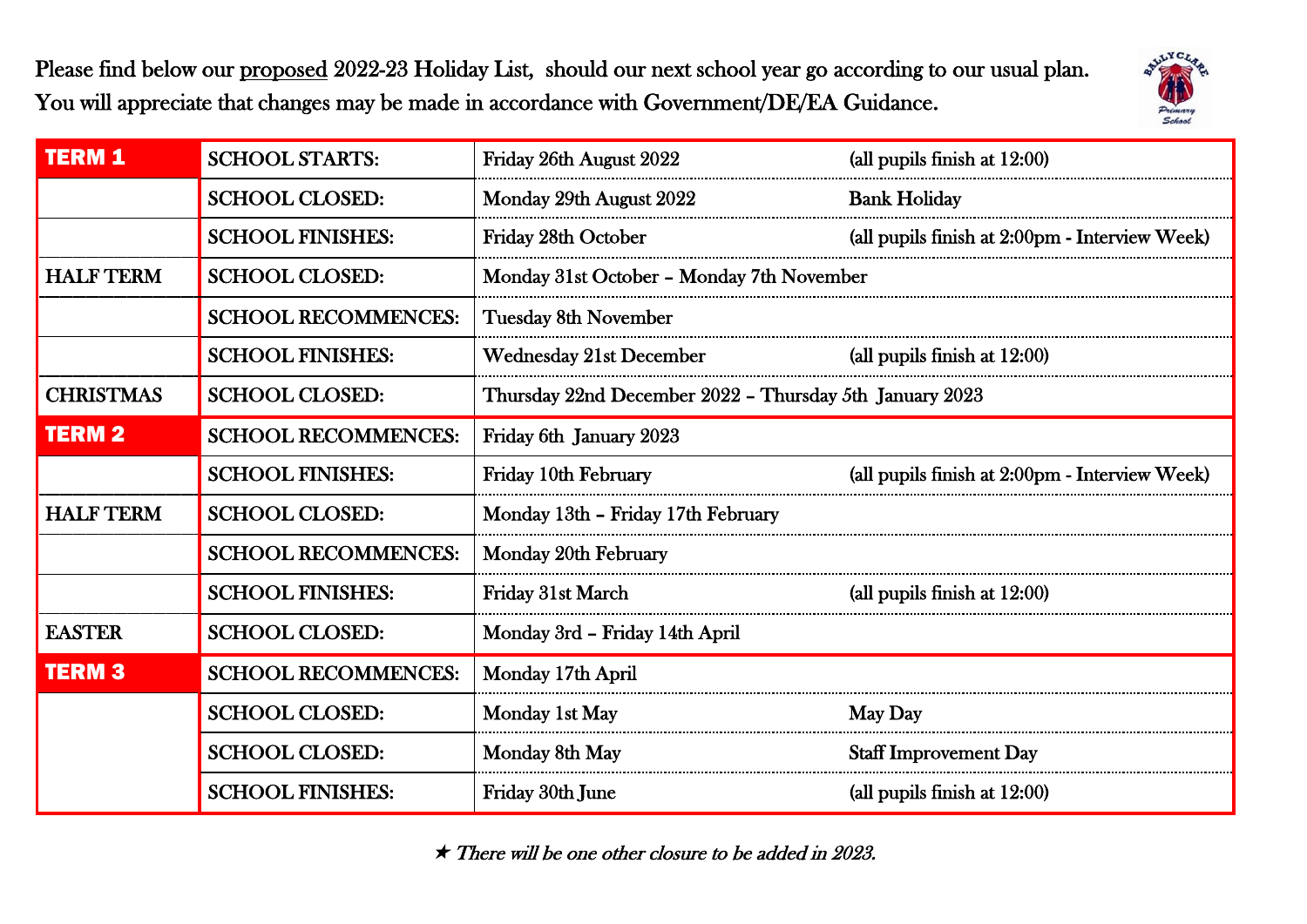Please find below our proposed 2022-23 Holiday List, should our next school year go according to our usual plan. You will appreciate that changes may be made in accordance with Government/DE/EA Guidance.

| | | | |
|---|---|---|---|
| **TERM 1** | SCHOOL STARTS: | Friday 26th August 2022 | (all pupils finish at 12:00) |
| | SCHOOL CLOSED: | Monday 29th August 2022 | Bank Holiday |
| | SCHOOL FINISHES: | Friday 28th October | (all pupils finish at 2:00pm - Interview Week) |
| HALF TERM | SCHOOL CLOSED: | Monday 31st October – Monday 7th November | |
| | SCHOOL RECOMMENCES: | Tuesday 8th November | |
| | SCHOOL FINISHES: | Wednesday 21st December | (all pupils finish at 12:00) |
| CHRISTMAS | SCHOOL CLOSED: | Thursday 22nd December 2022 – Thursday 5th January 2023 | |
| **TERM 2** | SCHOOL RECOMMENCES: | Friday 6th January 2023 | |
| | SCHOOL FINISHES: | Friday 10th February | (all pupils finish at 2:00pm - Interview Week) |
| HALF TERM | SCHOOL CLOSED: | Monday 13th – Friday 17th February | |
| | SCHOOL RECOMMENCES: | Monday 20th February | |
| | SCHOOL FINISHES: | Friday 31st March | (all pupils finish at 12:00) |
| EASTER | SCHOOL CLOSED: | Monday 3rd – Friday 14th April | |
| **TERM 3** | SCHOOL RECOMMENCES: | Monday 17th April | |
| | SCHOOL CLOSED: | Monday 1st May | May Day |
| | SCHOOL CLOSED: | Monday 8th May | Staff Improvement Day |
| | SCHOOL FINISHES: | Friday 30th June | (all pupils finish at 12:00) |

★ *There will be one other closure to be added in 2023.*